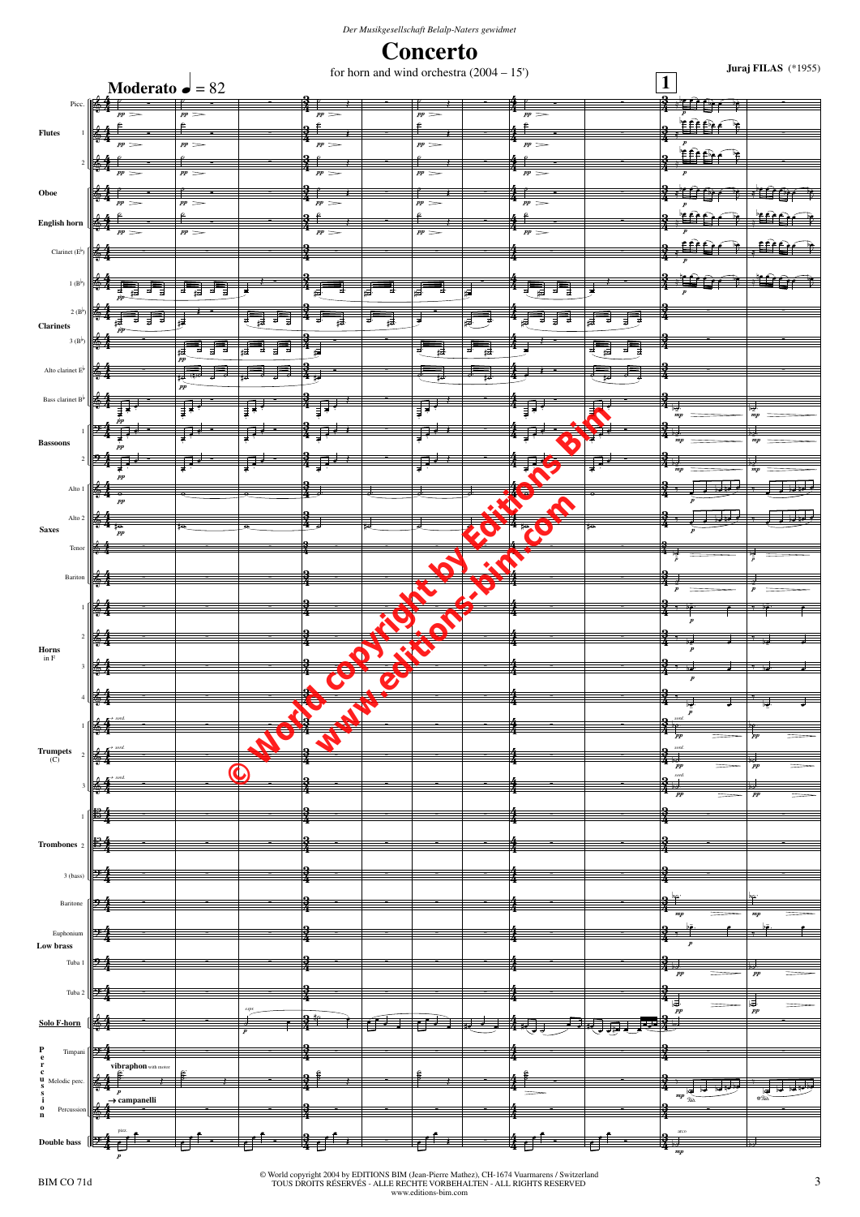*Der Musikgesellschaft Belalp-Naters gewidmet*

# Concerto

for horn and wind orchestra (2004 – 15')

**Juraj FILAS** (*1955)

**Moderato** ♩ = 82

© World copyright by Editions Bim
www.editions-bim.com

© World copyright 2004 by EDITIONS BIM (Jean-Pierre Mathez), CH-1674 Vuarmarens / Switzerland
TOUS DROITS RÉSERVÉS - ALLE RECHTE VORBEHALTEN - ALL RIGHTS RESERVED
www.editions-bim.com

BIM CO 71d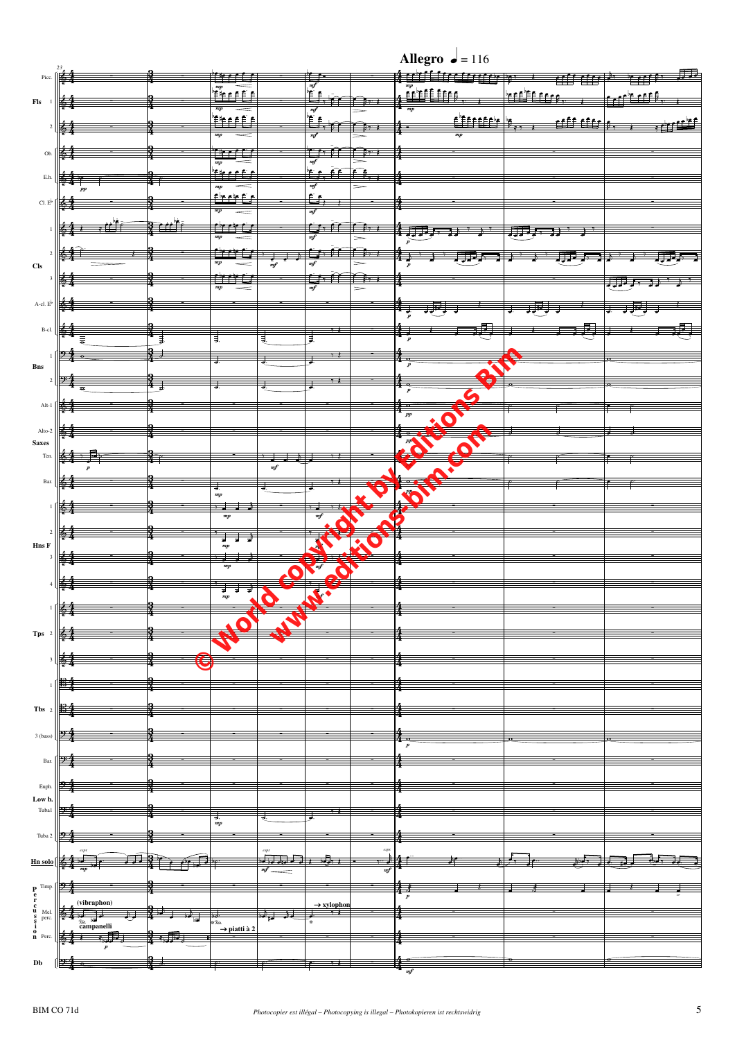**Allegro** ♩ = 116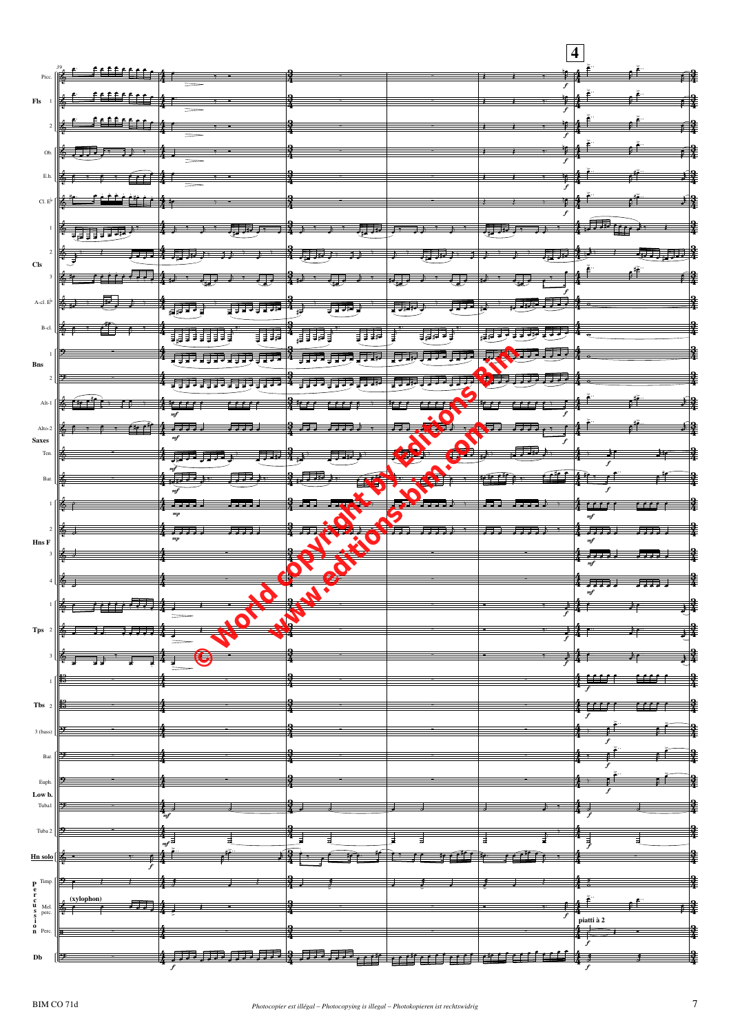**4**

Picc.

Fls 1 2

Ob.

E.h.

Cl. E♭

Cls 1 2 3

A-cl. E♭

B-cl.

Bns 1 2

Alt-1

Alto-2

Saxes

Ten.

Bar.

Hns F 1 2 3 4

Tps 1 2 3

Tbs 1 2 3 (bass)

Bar.

Euph.

Low b.

Tuba1

Tuba 2

Hn solo

Percussion Timp.

(xylophon)

Mel. perc.

piatti à 2

Perc.

Db

© World copyright by Editions Bim

www.editions-bim.com

BIM CO 71d

*Photocopier est illégal – Photocopying is illegal – Photokopieren ist rechtswidrig*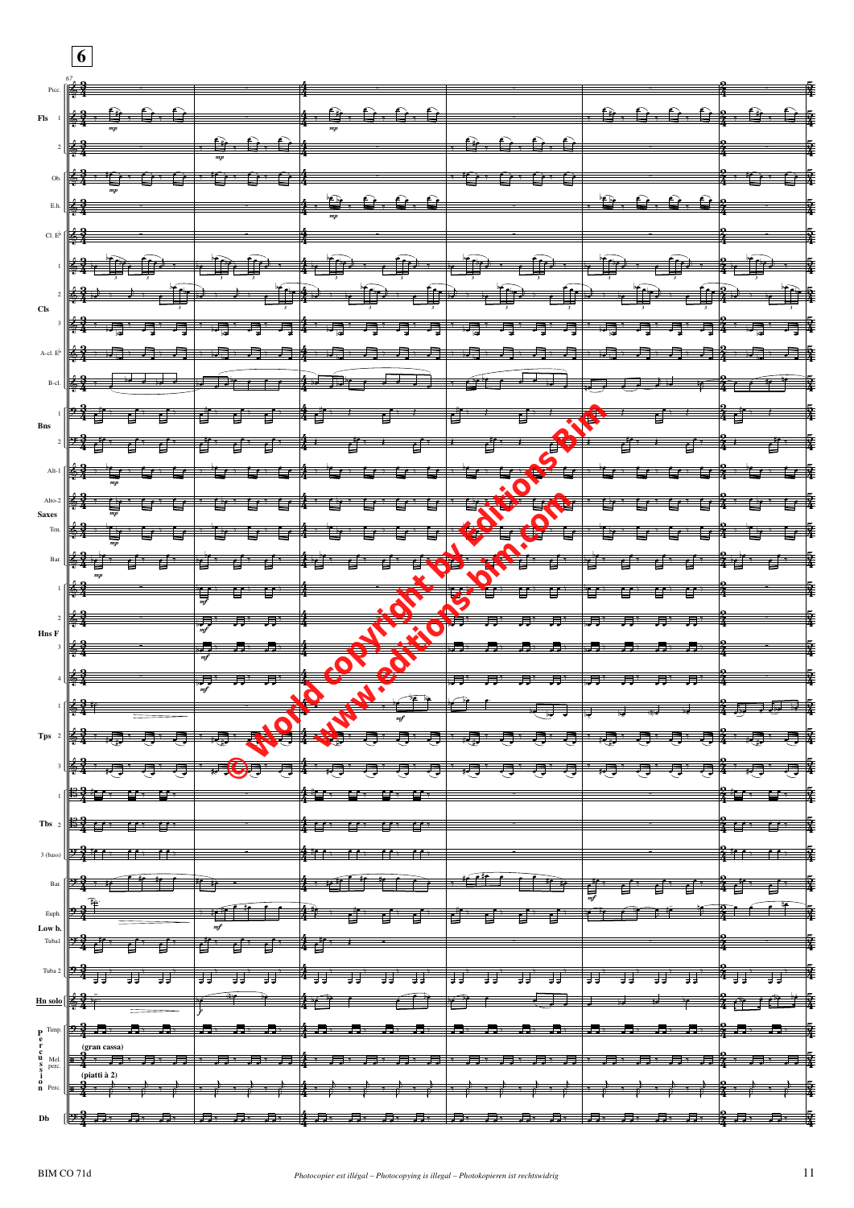**6**

67

Picc.

Fls 1, 2

Ob.

E.h.

Cl. E♭

Cls 1, 2, 3

A-cl. E♭

B-cl.

Bns 1, 2

Saxes Alt-1, Alto-2, Ten., Bar.

Hns F 1, 2, 3, 4

Tps 1, 2, 3

Tbs 1, 2, 3 (bass)

Low b. Bar., Euph., Tuba1, Tuba 2

Hn solo

Percussion Timp., Mel. perc., Perc.

(gran cassa)

(piatti à 2)

Db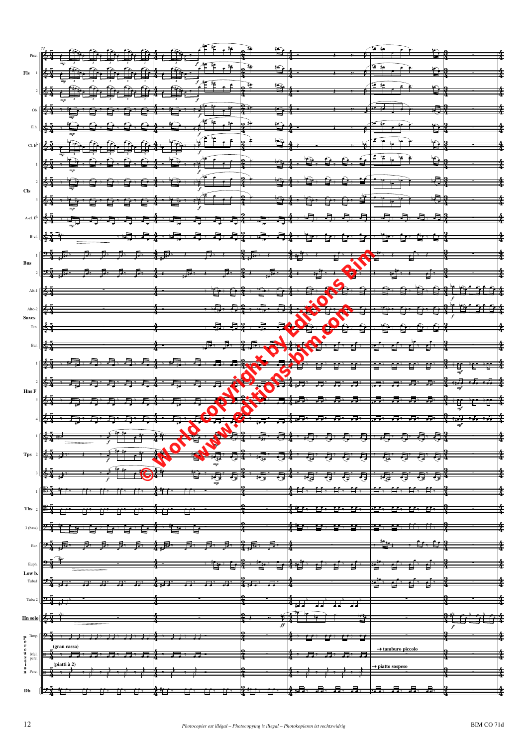Picc.
Fls 1, 2
Ob.
E.h.
Cl. E♭
Cls 1, 2, 3
A-cl. E♭
B-cl.
Bns 1, 2
Saxes: Alt-1, Alto-2, Ten., Bar.
Hns F 1, 2, 3, 4
Tps 1, 2, 3
Tbs 1, 2, 3 (bass)
Low b.: Bar., Euph., Tuba1, Tuba 2
Hn solo
Percussion: Timp., Mel. perc., Perc.
Db

(gran cassa)

→ tamburo piccolo

(piatti à 2)

→ piatto sospeso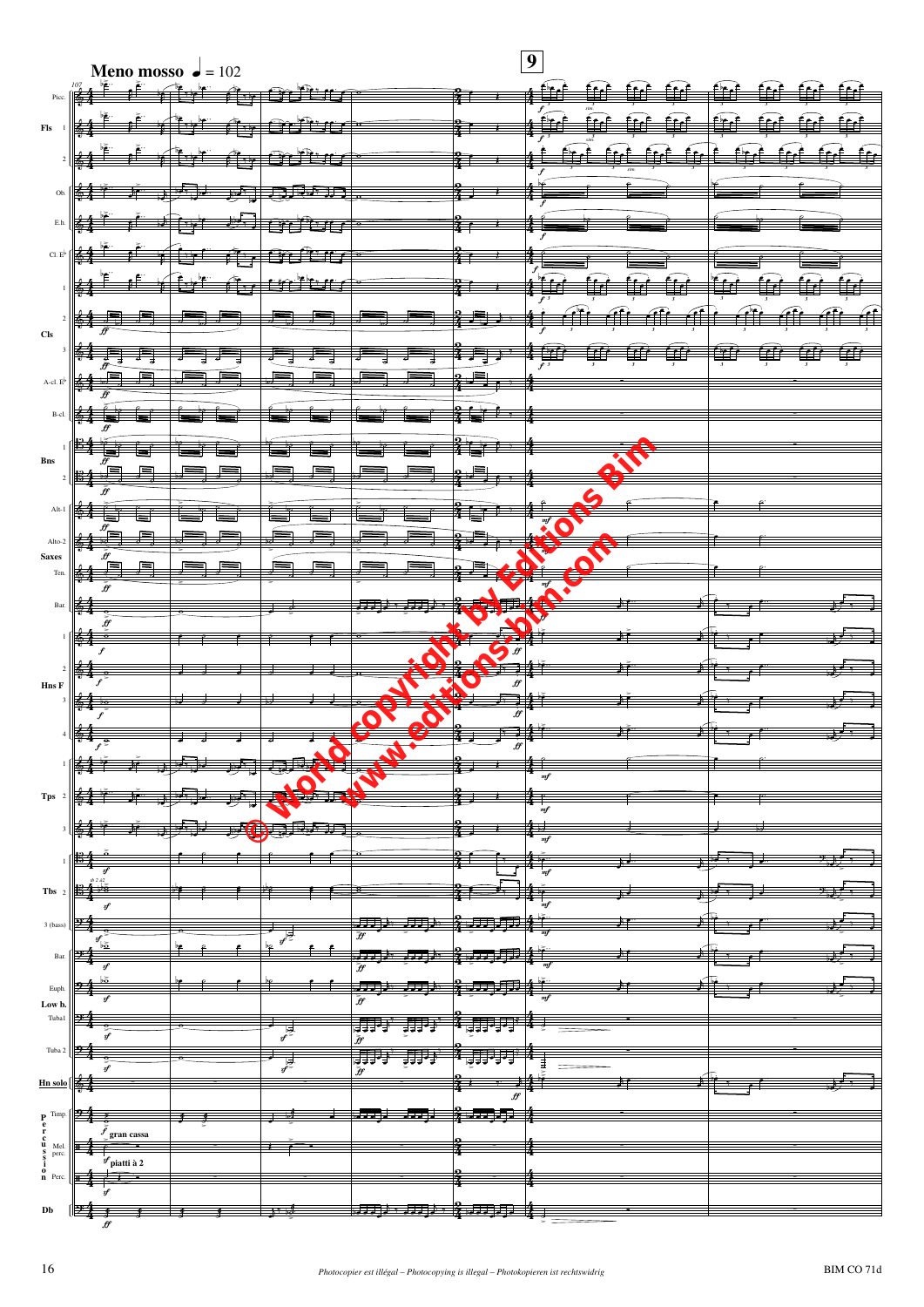**Meno mosso** ♩ = 102

**9**

Picc.

Fls 1

2

Ob.

E.h.

Cl. E♭

1

2

Cls

3

A-cl. E♭

B-cl.

1

Bns

2

Alt-1

Alto-2

Saxes

Ten.

Bar.

1

2

Hns F

3

4

1

Tps 2

3

1

Tbs 2

3 (bass)

Bar.

Euph.

Low b.

Tuba1

Tuba 2

Hn solo

Percussion Timp.

gran cassa

Mel. perc.

piatti à 2

Perc.

Db

© World copyright by Editions Bim

www.editions-bim.com

*Photocopier est illégal – Photocopying is illegal – Photokopieren ist rechtswidrig*

BIM CO 71d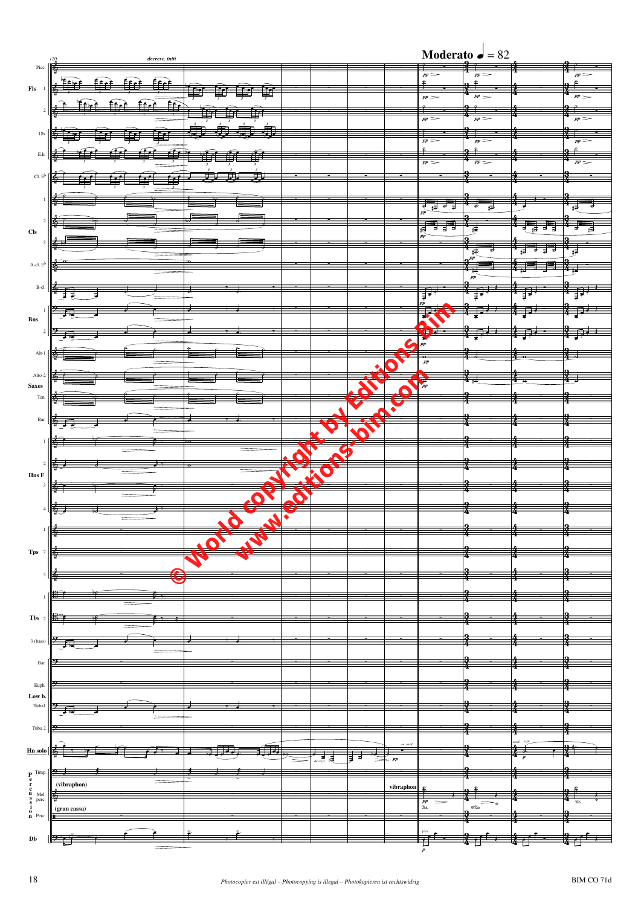**Moderato** ♩ = 82

*decresc. tutti*

Picc.
Fls 1, 2
Ob.
E.h.
Cl. E♭
Cls 1, 2, 3
A-cl. E♭
B-cl.
Bns 1, 2
Saxes Alt-1, Alto-2, Ten., Bar.
Hns F 1, 2, 3, 4
Tps 1, 2, 3
Tbs 1, 2, 3 (bass)
Low b. Bar., Euph., Tuba1, Tuba 2
Hn solo
Percussion Timp., Mel. perc., Perc.
Db

(vibraphon)

(gran cassa)

vibraphon

*decresc.*

*pp*

*p*

© World copyright by Editions Bim
www.editions-bim.com

Photocopier est illégal – Photocopying is illegal – Photokopieren ist rechtswidrig

BIM CO 71d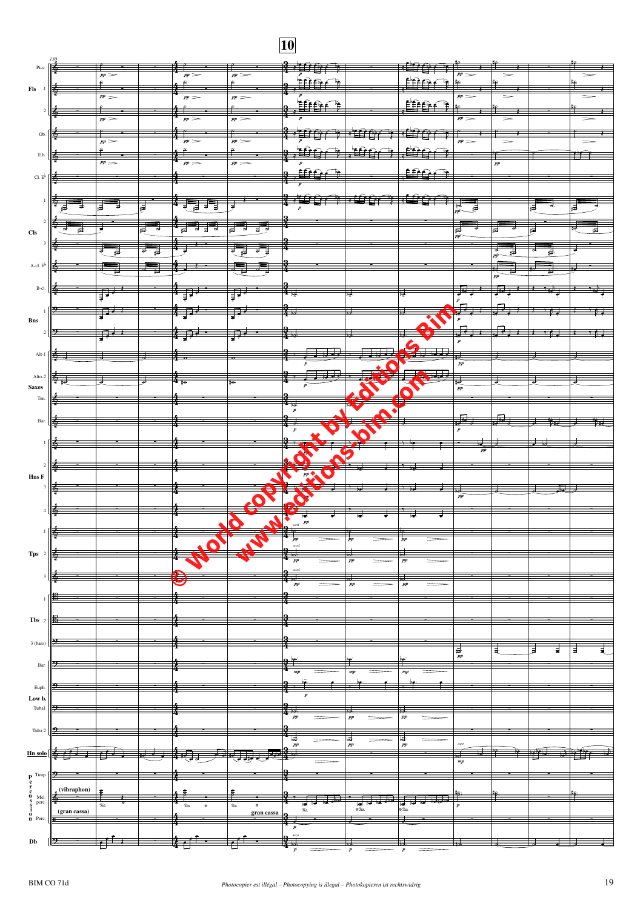**10**

Picc. | Fls 1 | 2 | Ob. | E.h. | Cl. E♭ | Cls 1 | 2 | 3 | A-cl. E♭ | B-cl. | Bns 1 | 2 | Saxes Alt-1 | Alto-2 | Ten. | Bar. | Hns F 1 | 2 | 3 | 4 | Tps 1 | 2 | 3 | Tbs 1 | 2 | 3 (bass) | Bar. | Euph. | Low b. Tuba1 | Tuba 2 | Hn solo | Percussion Timp. | Mel. perc. (vibraphon) | Perc. (gran cassa) | Db

© World copyright by Editions Bim
www.editions-bim.com

BIM CO 71d

*Photocopier est illégal – Photocopying is illegal – Photokopieren ist rechtswidrig*